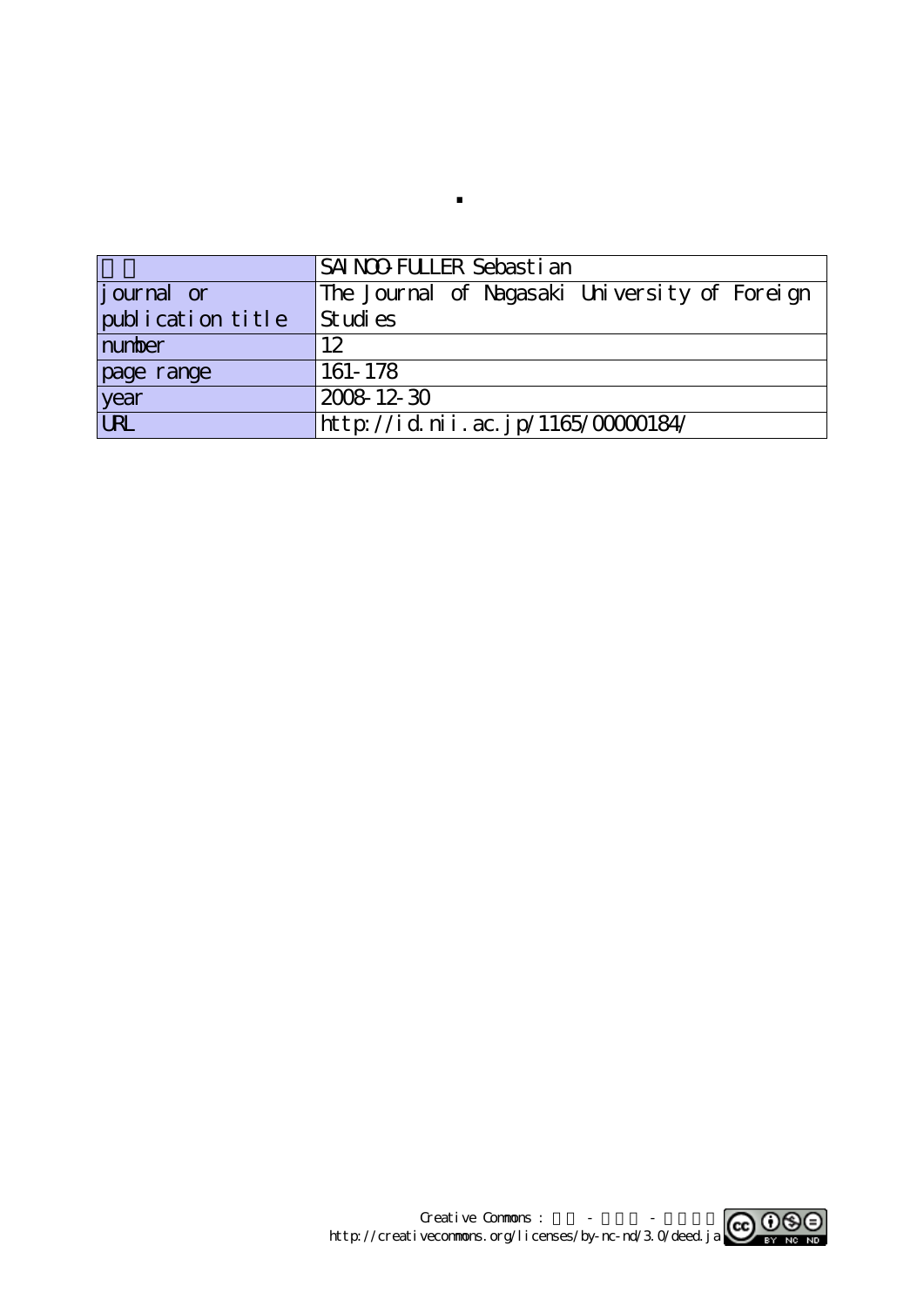.

| | |
|---|---|
| | SAINOO-FULLER Sebastian |
| journal or publication title | The Journal of Nagasaki University of Foreign Studies |
| number | 12 |
| page range | 161-178 |
| year | 2008-12-30 |
| URL | http://id.nii.ac.jp/1165/00000184/ |

Creative Commons : - -
http://creativecommons.org/licenses/by-nc-nd/3.0/deed.ja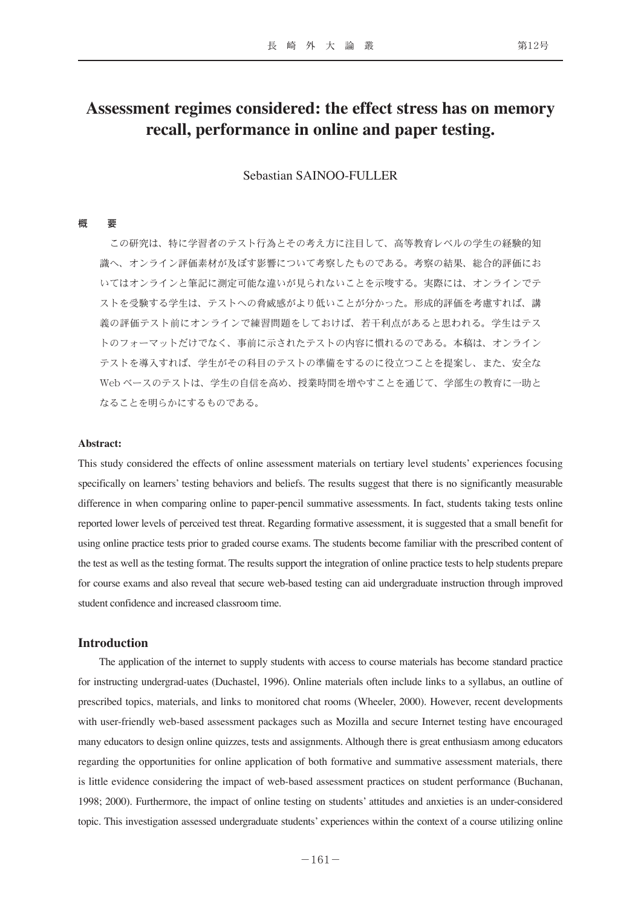# Assessment regimes considered: the effect stress has on memory recall, performance in online and paper testing.

Sebastian SAINOO-FULLER

**概　　要**

この研究は、特に学習者のテスト行為とその考え方に注目して、高等教育レベルの学生の経験的知識へ、オンライン評価素材が及ぼす影響について考察したものである。考察の結果、総合的評価においてはオンラインと筆記に測定可能な違いが見られないことを示唆する。実際には、オンラインでテストを受験する学生は、テストへの脅威感がより低いことが分かった。形成的評価を考慮すれば、講義の評価テスト前にオンラインで練習問題をしておけば、若干利点があると思われる。学生はテストのフォーマットだけでなく、事前に示されたテストの内容に慣れるのである。本稿は、オンラインテストを導入すれば、学生がその科目のテストの準備をするのに役立つことを提案し、また、安全なWebベースのテストは、学生の自信を高め、授業時間を増やすことを通じて、学部生の教育に一助となることを明らかにするものである。

**Abstract:**

This study considered the effects of online assessment materials on tertiary level students' experiences focusing specifically on learners' testing behaviors and beliefs. The results suggest that there is no significantly measurable difference in when comparing online to paper-pencil summative assessments. In fact, students taking tests online reported lower levels of perceived test threat. Regarding formative assessment, it is suggested that a small benefit for using online practice tests prior to graded course exams. The students become familiar with the prescribed content of the test as well as the testing format. The results support the integration of online practice tests to help students prepare for course exams and also reveal that secure web-based testing can aid undergraduate instruction through improved student confidence and increased classroom time.

## Introduction

The application of the internet to supply students with access to course materials has become standard practice for instructing undergrad-uates (Duchastel, 1996). Online materials often include links to a syllabus, an outline of prescribed topics, materials, and links to monitored chat rooms (Wheeler, 2000). However, recent developments with user-friendly web-based assessment packages such as Mozilla and secure Internet testing have encouraged many educators to design online quizzes, tests and assignments. Although there is great enthusiasm among educators regarding the opportunities for online application of both formative and summative assessment materials, there is little evidence considering the impact of web-based assessment practices on student performance (Buchanan, 1998; 2000). Furthermore, the impact of online testing on students' attitudes and anxieties is an under-considered topic. This investigation assessed undergraduate students' experiences within the context of a course utilizing online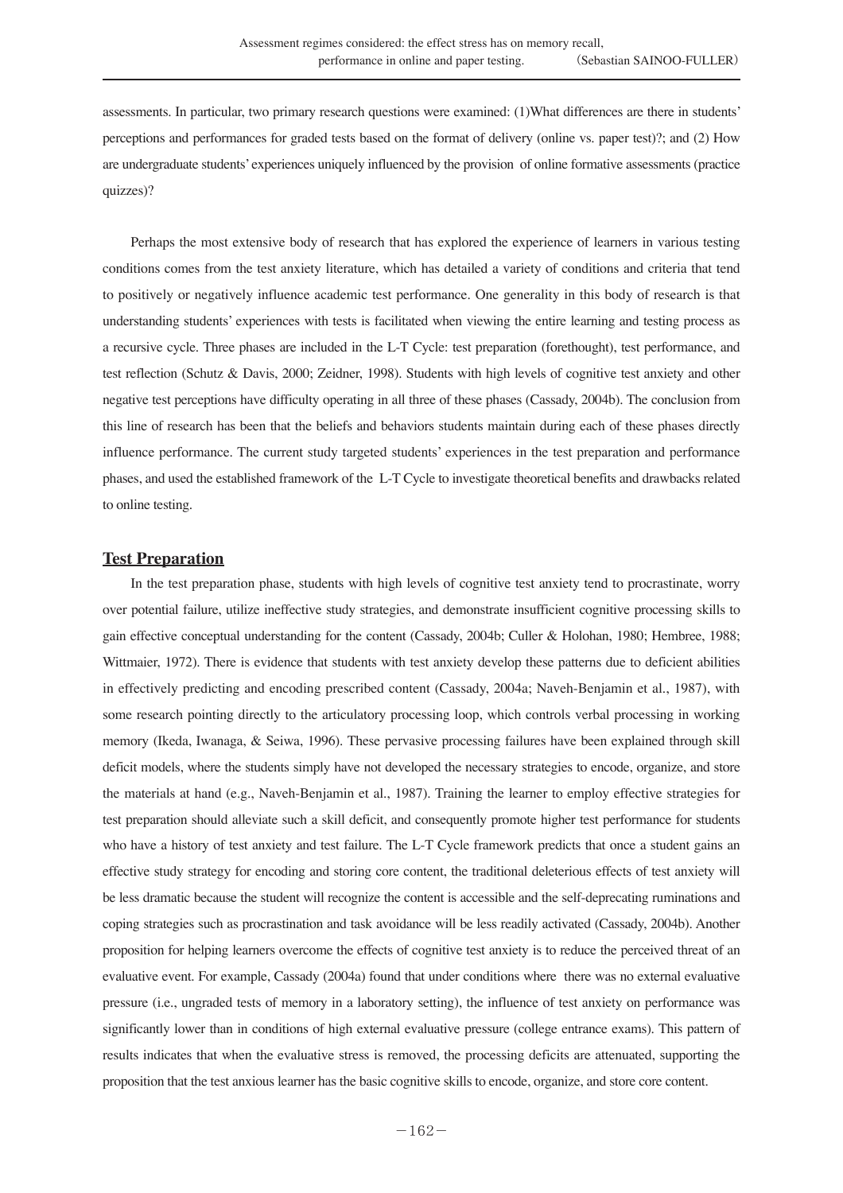assessments. In particular, two primary research questions were examined: (1)What differences are there in students' perceptions and performances for graded tests based on the format of delivery (online vs. paper test)?; and (2) How are undergraduate students' experiences uniquely influenced by the provision of online formative assessments (practice quizzes)?

Perhaps the most extensive body of research that has explored the experience of learners in various testing conditions comes from the test anxiety literature, which has detailed a variety of conditions and criteria that tend to positively or negatively influence academic test performance. One generality in this body of research is that understanding students' experiences with tests is facilitated when viewing the entire learning and testing process as a recursive cycle. Three phases are included in the L-T Cycle: test preparation (forethought), test performance, and test reflection (Schutz & Davis, 2000; Zeidner, 1998). Students with high levels of cognitive test anxiety and other negative test perceptions have difficulty operating in all three of these phases (Cassady, 2004b). The conclusion from this line of research has been that the beliefs and behaviors students maintain during each of these phases directly influence performance. The current study targeted students' experiences in the test preparation and performance phases, and used the established framework of the L-T Cycle to investigate theoretical benefits and drawbacks related to online testing.

## Test Preparation

In the test preparation phase, students with high levels of cognitive test anxiety tend to procrastinate, worry over potential failure, utilize ineffective study strategies, and demonstrate insufficient cognitive processing skills to gain effective conceptual understanding for the content (Cassady, 2004b; Culler & Holohan, 1980; Hembree, 1988; Wittmaier, 1972). There is evidence that students with test anxiety develop these patterns due to deficient abilities in effectively predicting and encoding prescribed content (Cassady, 2004a; Naveh-Benjamin et al., 1987), with some research pointing directly to the articulatory processing loop, which controls verbal processing in working memory (Ikeda, Iwanaga, & Seiwa, 1996). These pervasive processing failures have been explained through skill deficit models, where the students simply have not developed the necessary strategies to encode, organize, and store the materials at hand (e.g., Naveh-Benjamin et al., 1987). Training the learner to employ effective strategies for test preparation should alleviate such a skill deficit, and consequently promote higher test performance for students who have a history of test anxiety and test failure. The L-T Cycle framework predicts that once a student gains an effective study strategy for encoding and storing core content, the traditional deleterious effects of test anxiety will be less dramatic because the student will recognize the content is accessible and the self-deprecating ruminations and coping strategies such as procrastination and task avoidance will be less readily activated (Cassady, 2004b). Another proposition for helping learners overcome the effects of cognitive test anxiety is to reduce the perceived threat of an evaluative event. For example, Cassady (2004a) found that under conditions where there was no external evaluative pressure (i.e., ungraded tests of memory in a laboratory setting), the influence of test anxiety on performance was significantly lower than in conditions of high external evaluative pressure (college entrance exams). This pattern of results indicates that when the evaluative stress is removed, the processing deficits are attenuated, supporting the proposition that the test anxious learner has the basic cognitive skills to encode, organize, and store core content.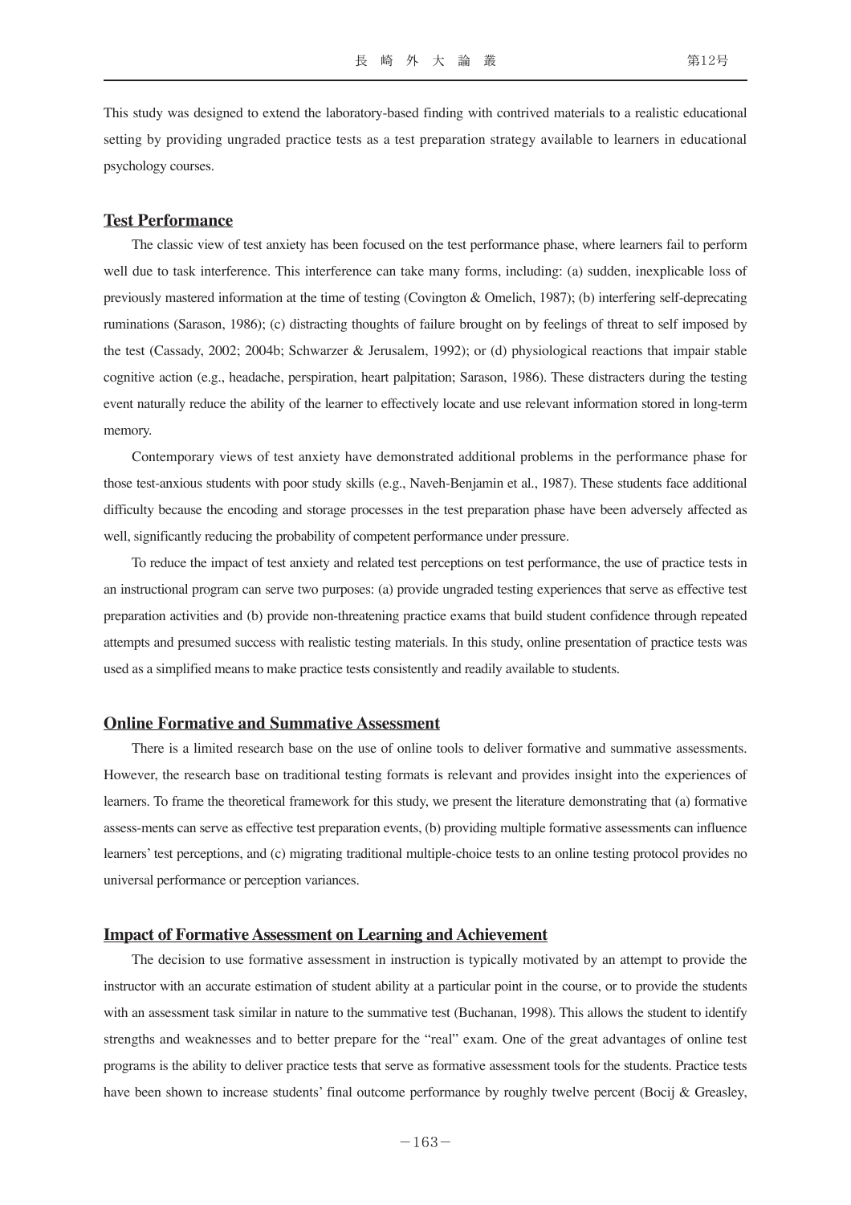This study was designed to extend the laboratory-based finding with contrived materials to a realistic educational setting by providing ungraded practice tests as a test preparation strategy available to learners in educational psychology courses.

## Test Performance

The classic view of test anxiety has been focused on the test performance phase, where learners fail to perform well due to task interference. This interference can take many forms, including: (a) sudden, inexplicable loss of previously mastered information at the time of testing (Covington & Omelich, 1987); (b) interfering self-deprecating ruminations (Sarason, 1986); (c) distracting thoughts of failure brought on by feelings of threat to self imposed by the test (Cassady, 2002; 2004b; Schwarzer & Jerusalem, 1992); or (d) physiological reactions that impair stable cognitive action (e.g., headache, perspiration, heart palpitation; Sarason, 1986). These distracters during the testing event naturally reduce the ability of the learner to effectively locate and use relevant information stored in long-term memory.

Contemporary views of test anxiety have demonstrated additional problems in the performance phase for those test-anxious students with poor study skills (e.g., Naveh-Benjamin et al., 1987). These students face additional difficulty because the encoding and storage processes in the test preparation phase have been adversely affected as well, significantly reducing the probability of competent performance under pressure.

To reduce the impact of test anxiety and related test perceptions on test performance, the use of practice tests in an instructional program can serve two purposes: (a) provide ungraded testing experiences that serve as effective test preparation activities and (b) provide non-threatening practice exams that build student confidence through repeated attempts and presumed success with realistic testing materials. In this study, online presentation of practice tests was used as a simplified means to make practice tests consistently and readily available to students.

## Online Formative and Summative Assessment

There is a limited research base on the use of online tools to deliver formative and summative assessments. However, the research base on traditional testing formats is relevant and provides insight into the experiences of learners. To frame the theoretical framework for this study, we present the literature demonstrating that (a) formative assess-ments can serve as effective test preparation events, (b) providing multiple formative assessments can influence learners' test perceptions, and (c) migrating traditional multiple-choice tests to an online testing protocol provides no universal performance or perception variances.

## Impact of Formative Assessment on Learning and Achievement

The decision to use formative assessment in instruction is typically motivated by an attempt to provide the instructor with an accurate estimation of student ability at a particular point in the course, or to provide the students with an assessment task similar in nature to the summative test (Buchanan, 1998). This allows the student to identify strengths and weaknesses and to better prepare for the "real" exam. One of the great advantages of online test programs is the ability to deliver practice tests that serve as formative assessment tools for the students. Practice tests have been shown to increase students' final outcome performance by roughly twelve percent (Bocij & Greasley,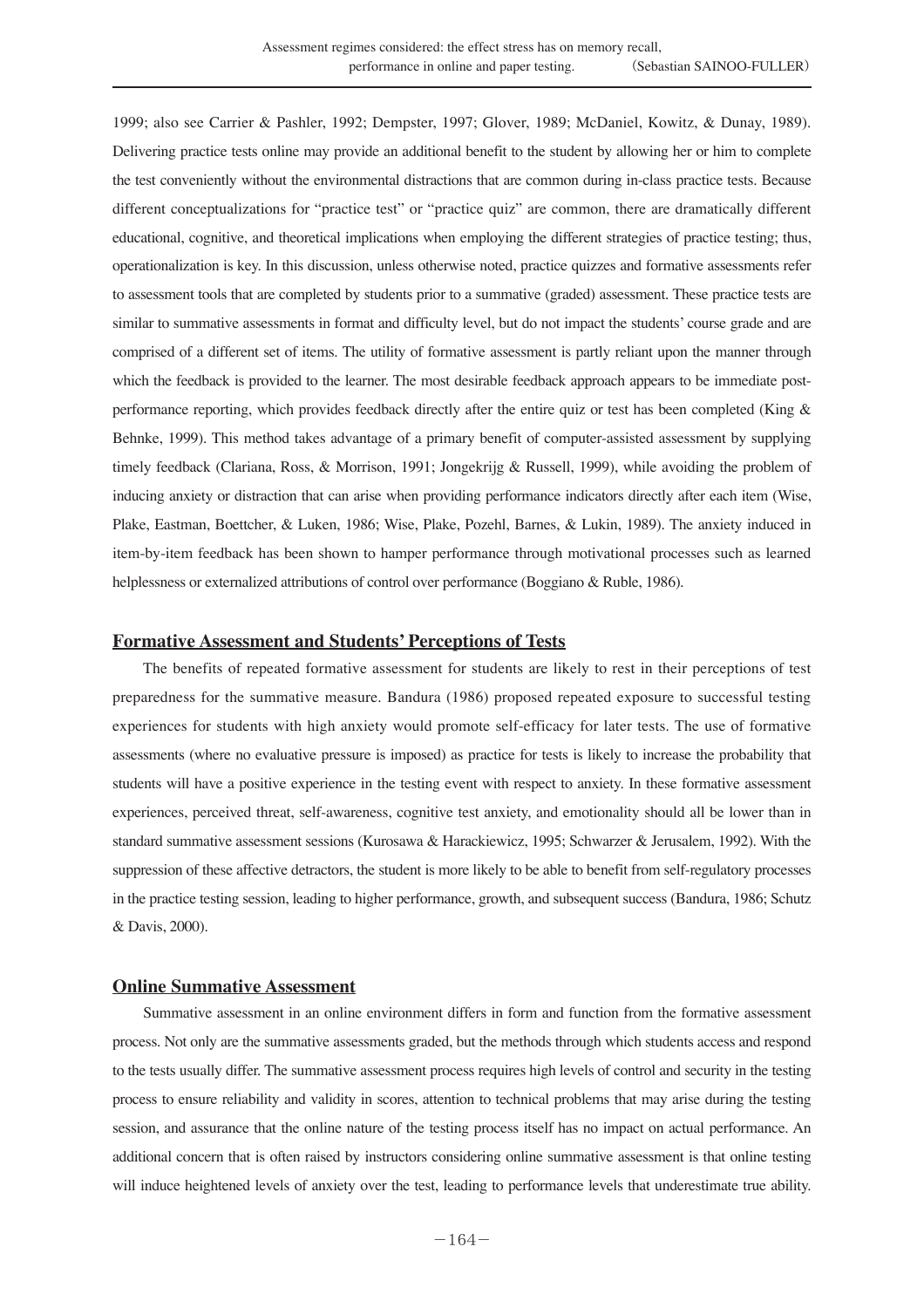1999; also see Carrier & Pashler, 1992; Dempster, 1997; Glover, 1989; McDaniel, Kowitz, & Dunay, 1989). Delivering practice tests online may provide an additional benefit to the student by allowing her or him to complete the test conveniently without the environmental distractions that are common during in-class practice tests. Because different conceptualizations for "practice test" or "practice quiz" are common, there are dramatically different educational, cognitive, and theoretical implications when employing the different strategies of practice testing; thus, operationalization is key. In this discussion, unless otherwise noted, practice quizzes and formative assessments refer to assessment tools that are completed by students prior to a summative (graded) assessment. These practice tests are similar to summative assessments in format and difficulty level, but do not impact the students' course grade and are comprised of a different set of items. The utility of formative assessment is partly reliant upon the manner through which the feedback is provided to the learner. The most desirable feedback approach appears to be immediate post-performance reporting, which provides feedback directly after the entire quiz or test has been completed (King & Behnke, 1999). This method takes advantage of a primary benefit of computer-assisted assessment by supplying timely feedback (Clariana, Ross, & Morrison, 1991; Jongekrijg & Russell, 1999), while avoiding the problem of inducing anxiety or distraction that can arise when providing performance indicators directly after each item (Wise, Plake, Eastman, Boettcher, & Luken, 1986; Wise, Plake, Pozehl, Barnes, & Lukin, 1989). The anxiety induced in item-by-item feedback has been shown to hamper performance through motivational processes such as learned helplessness or externalized attributions of control over performance (Boggiano & Ruble, 1986).

## Formative Assessment and Students' Perceptions of Tests

The benefits of repeated formative assessment for students are likely to rest in their perceptions of test preparedness for the summative measure. Bandura (1986) proposed repeated exposure to successful testing experiences for students with high anxiety would promote self-efficacy for later tests. The use of formative assessments (where no evaluative pressure is imposed) as practice for tests is likely to increase the probability that students will have a positive experience in the testing event with respect to anxiety. In these formative assessment experiences, perceived threat, self-awareness, cognitive test anxiety, and emotionality should all be lower than in standard summative assessment sessions (Kurosawa & Harackiewicz, 1995; Schwarzer & Jerusalem, 1992). With the suppression of these affective detractors, the student is more likely to be able to benefit from self-regulatory processes in the practice testing session, leading to higher performance, growth, and subsequent success (Bandura, 1986; Schutz & Davis, 2000).

## Online Summative Assessment

Summative assessment in an online environment differs in form and function from the formative assessment process. Not only are the summative assessments graded, but the methods through which students access and respond to the tests usually differ. The summative assessment process requires high levels of control and security in the testing process to ensure reliability and validity in scores, attention to technical problems that may arise during the testing session, and assurance that the online nature of the testing process itself has no impact on actual performance. An additional concern that is often raised by instructors considering online summative assessment is that online testing will induce heightened levels of anxiety over the test, leading to performance levels that underestimate true ability.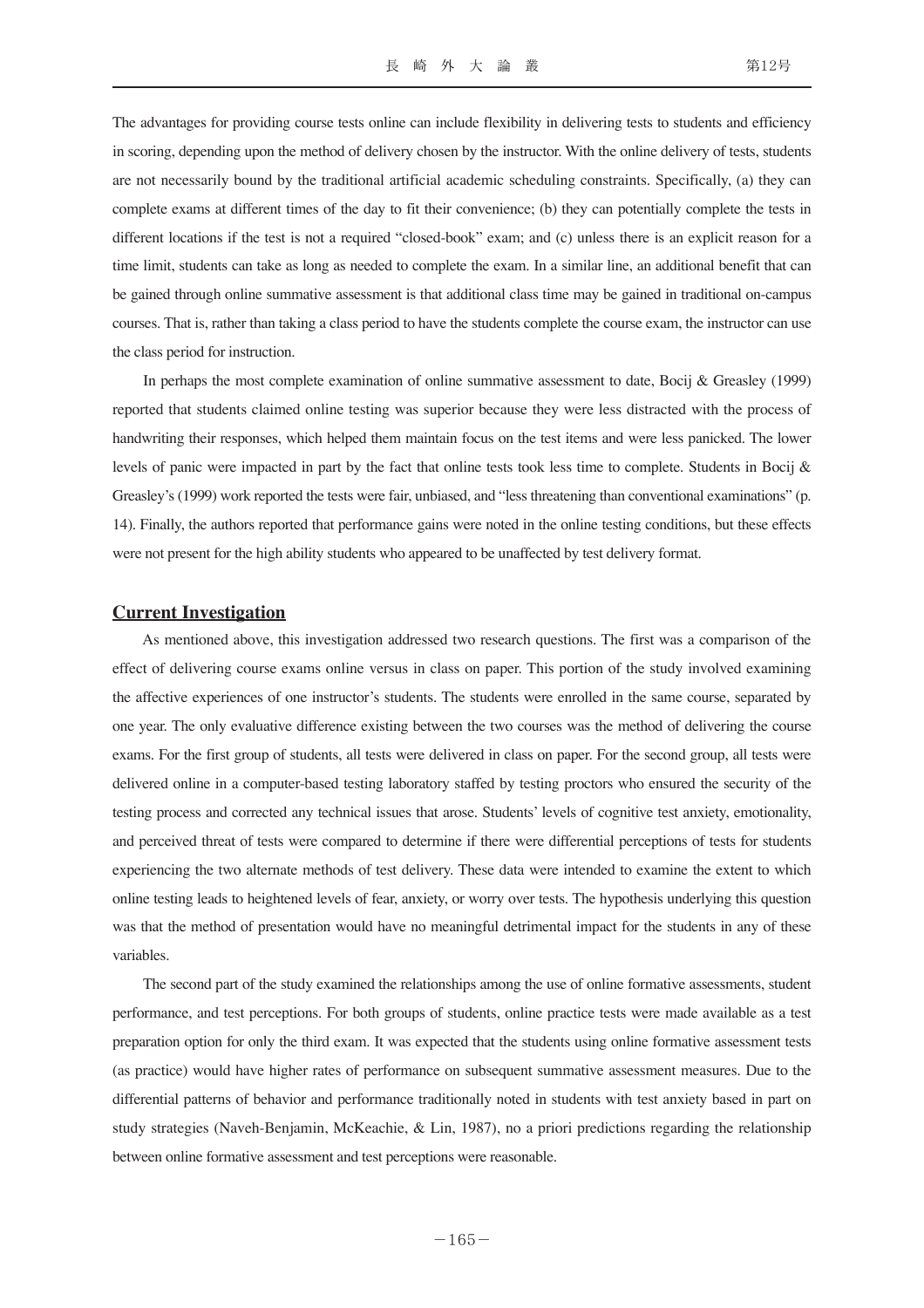The advantages for providing course tests online can include flexibility in delivering tests to students and efficiency in scoring, depending upon the method of delivery chosen by the instructor. With the online delivery of tests, students are not necessarily bound by the traditional artificial academic scheduling constraints. Specifically, (a) they can complete exams at different times of the day to fit their convenience; (b) they can potentially complete the tests in different locations if the test is not a required "closed-book" exam; and (c) unless there is an explicit reason for a time limit, students can take as long as needed to complete the exam. In a similar line, an additional benefit that can be gained through online summative assessment is that additional class time may be gained in traditional on-campus courses. That is, rather than taking a class period to have the students complete the course exam, the instructor can use the class period for instruction.

In perhaps the most complete examination of online summative assessment to date, Bocij & Greasley (1999) reported that students claimed online testing was superior because they were less distracted with the process of handwriting their responses, which helped them maintain focus on the test items and were less panicked. The lower levels of panic were impacted in part by the fact that online tests took less time to complete. Students in Bocij & Greasley's (1999) work reported the tests were fair, unbiased, and "less threatening than conventional examinations" (p. 14). Finally, the authors reported that performance gains were noted in the online testing conditions, but these effects were not present for the high ability students who appeared to be unaffected by test delivery format.

## Current Investigation

As mentioned above, this investigation addressed two research questions. The first was a comparison of the effect of delivering course exams online versus in class on paper. This portion of the study involved examining the affective experiences of one instructor's students. The students were enrolled in the same course, separated by one year. The only evaluative difference existing between the two courses was the method of delivering the course exams. For the first group of students, all tests were delivered in class on paper. For the second group, all tests were delivered online in a computer-based testing laboratory staffed by testing proctors who ensured the security of the testing process and corrected any technical issues that arose. Students' levels of cognitive test anxiety, emotionality, and perceived threat of tests were compared to determine if there were differential perceptions of tests for students experiencing the two alternate methods of test delivery. These data were intended to examine the extent to which online testing leads to heightened levels of fear, anxiety, or worry over tests. The hypothesis underlying this question was that the method of presentation would have no meaningful detrimental impact for the students in any of these variables.

The second part of the study examined the relationships among the use of online formative assessments, student performance, and test perceptions. For both groups of students, online practice tests were made available as a test preparation option for only the third exam. It was expected that the students using online formative assessment tests (as practice) would have higher rates of performance on subsequent summative assessment measures. Due to the differential patterns of behavior and performance traditionally noted in students with test anxiety based in part on study strategies (Naveh-Benjamin, McKeachie, & Lin, 1987), no a priori predictions regarding the relationship between online formative assessment and test perceptions were reasonable.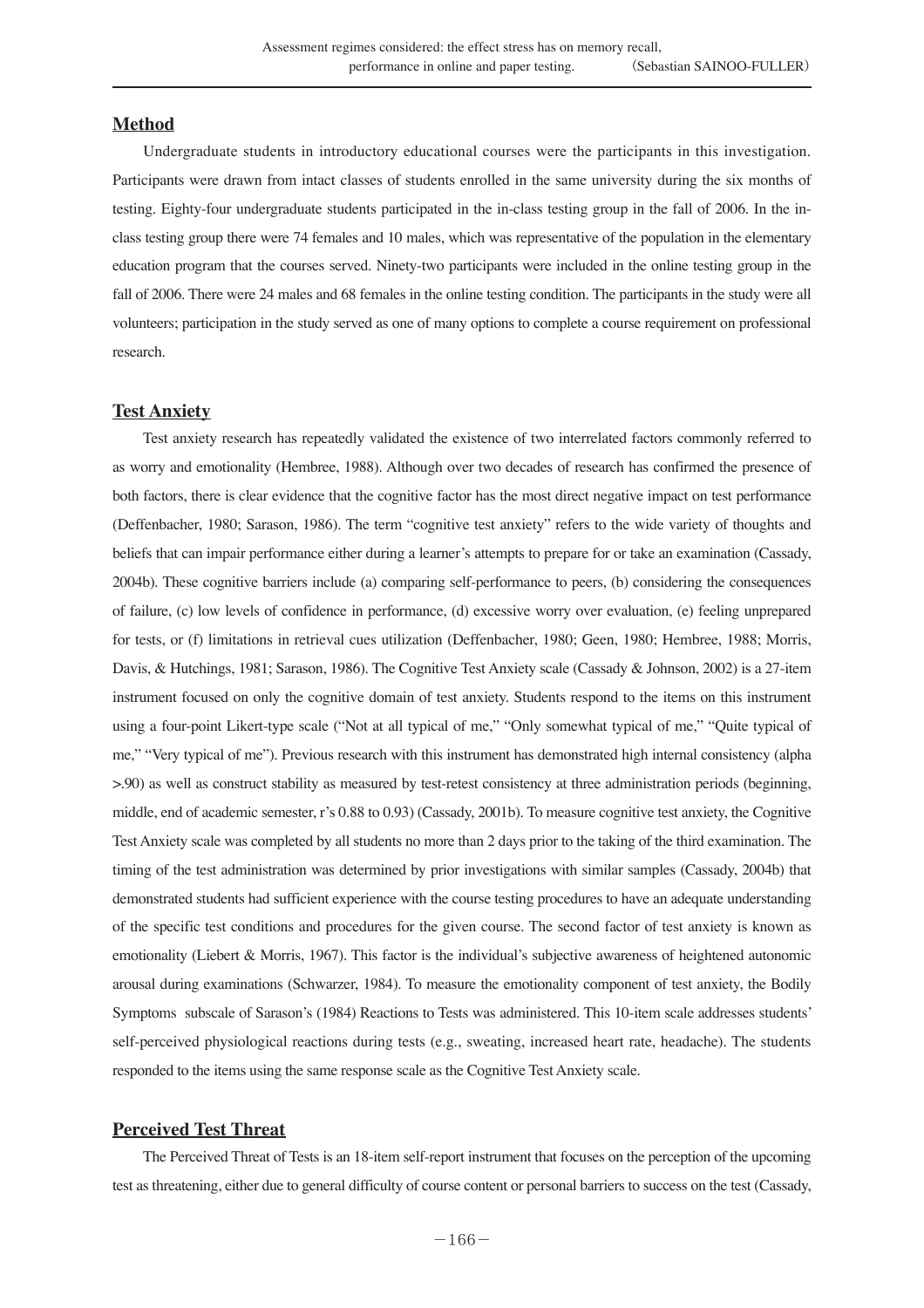## Method

Undergraduate students in introductory educational courses were the participants in this investigation. Participants were drawn from intact classes of students enrolled in the same university during the six months of testing. Eighty-four undergraduate students participated in the in-class testing group in the fall of 2006. In the in-class testing group there were 74 females and 10 males, which was representative of the population in the elementary education program that the courses served. Ninety-two participants were included in the online testing group in the fall of 2006. There were 24 males and 68 females in the online testing condition. The participants in the study were all volunteers; participation in the study served as one of many options to complete a course requirement on professional research.

## Test Anxiety

Test anxiety research has repeatedly validated the existence of two interrelated factors commonly referred to as worry and emotionality (Hembree, 1988). Although over two decades of research has confirmed the presence of both factors, there is clear evidence that the cognitive factor has the most direct negative impact on test performance (Deffenbacher, 1980; Sarason, 1986). The term "cognitive test anxiety" refers to the wide variety of thoughts and beliefs that can impair performance either during a learner's attempts to prepare for or take an examination (Cassady, 2004b). These cognitive barriers include (a) comparing self-performance to peers, (b) considering the consequences of failure, (c) low levels of confidence in performance, (d) excessive worry over evaluation, (e) feeling unprepared for tests, or (f) limitations in retrieval cues utilization (Deffenbacher, 1980; Geen, 1980; Hembree, 1988; Morris, Davis, & Hutchings, 1981; Sarason, 1986). The Cognitive Test Anxiety scale (Cassady & Johnson, 2002) is a 27-item instrument focused on only the cognitive domain of test anxiety. Students respond to the items on this instrument using a four-point Likert-type scale ("Not at all typical of me," "Only somewhat typical of me," "Quite typical of me," "Very typical of me"). Previous research with this instrument has demonstrated high internal consistency (alpha >.90) as well as construct stability as measured by test-retest consistency at three administration periods (beginning, middle, end of academic semester, r's 0.88 to 0.93) (Cassady, 2001b). To measure cognitive test anxiety, the Cognitive Test Anxiety scale was completed by all students no more than 2 days prior to the taking of the third examination. The timing of the test administration was determined by prior investigations with similar samples (Cassady, 2004b) that demonstrated students had sufficient experience with the course testing procedures to have an adequate understanding of the specific test conditions and procedures for the given course. The second factor of test anxiety is known as emotionality (Liebert & Morris, 1967). This factor is the individual's subjective awareness of heightened autonomic arousal during examinations (Schwarzer, 1984). To measure the emotionality component of test anxiety, the Bodily Symptoms subscale of Sarason's (1984) Reactions to Tests was administered. This 10-item scale addresses students' self-perceived physiological reactions during tests (e.g., sweating, increased heart rate, headache). The students responded to the items using the same response scale as the Cognitive Test Anxiety scale.

## Perceived Test Threat

The Perceived Threat of Tests is an 18-item self-report instrument that focuses on the perception of the upcoming test as threatening, either due to general difficulty of course content or personal barriers to success on the test (Cassady,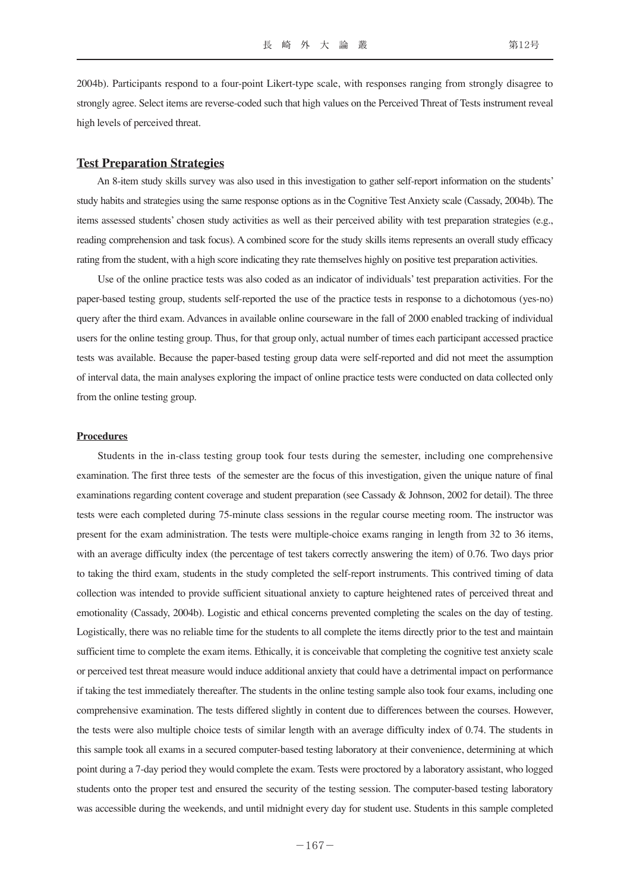2004b). Participants respond to a four-point Likert-type scale, with responses ranging from strongly disagree to strongly agree. Select items are reverse-coded such that high values on the Perceived Threat of Tests instrument reveal high levels of perceived threat.

## Test Preparation Strategies

An 8-item study skills survey was also used in this investigation to gather self-report information on the students' study habits and strategies using the same response options as in the Cognitive Test Anxiety scale (Cassady, 2004b). The items assessed students' chosen study activities as well as their perceived ability with test preparation strategies (e.g., reading comprehension and task focus). A combined score for the study skills items represents an overall study efficacy rating from the student, with a high score indicating they rate themselves highly on positive test preparation activities.

Use of the online practice tests was also coded as an indicator of individuals' test preparation activities. For the paper-based testing group, students self-reported the use of the practice tests in response to a dichotomous (yes-no) query after the third exam. Advances in available online courseware in the fall of 2000 enabled tracking of individual users for the online testing group. Thus, for that group only, actual number of times each participant accessed practice tests was available. Because the paper-based testing group data were self-reported and did not meet the assumption of interval data, the main analyses exploring the impact of online practice tests were conducted on data collected only from the online testing group.

### Procedures

Students in the in-class testing group took four tests during the semester, including one comprehensive examination. The first three tests of the semester are the focus of this investigation, given the unique nature of final examinations regarding content coverage and student preparation (see Cassady & Johnson, 2002 for detail). The three tests were each completed during 75-minute class sessions in the regular course meeting room. The instructor was present for the exam administration. The tests were multiple-choice exams ranging in length from 32 to 36 items, with an average difficulty index (the percentage of test takers correctly answering the item) of 0.76. Two days prior to taking the third exam, students in the study completed the self-report instruments. This contrived timing of data collection was intended to provide sufficient situational anxiety to capture heightened rates of perceived threat and emotionality (Cassady, 2004b). Logistic and ethical concerns prevented completing the scales on the day of testing. Logistically, there was no reliable time for the students to all complete the items directly prior to the test and maintain sufficient time to complete the exam items. Ethically, it is conceivable that completing the cognitive test anxiety scale or perceived test threat measure would induce additional anxiety that could have a detrimental impact on performance if taking the test immediately thereafter. The students in the online testing sample also took four exams, including one comprehensive examination. The tests differed slightly in content due to differences between the courses. However, the tests were also multiple choice tests of similar length with an average difficulty index of 0.74. The students in this sample took all exams in a secured computer-based testing laboratory at their convenience, determining at which point during a 7-day period they would complete the exam. Tests were proctored by a laboratory assistant, who logged students onto the proper test and ensured the security of the testing session. The computer-based testing laboratory was accessible during the weekends, and until midnight every day for student use. Students in this sample completed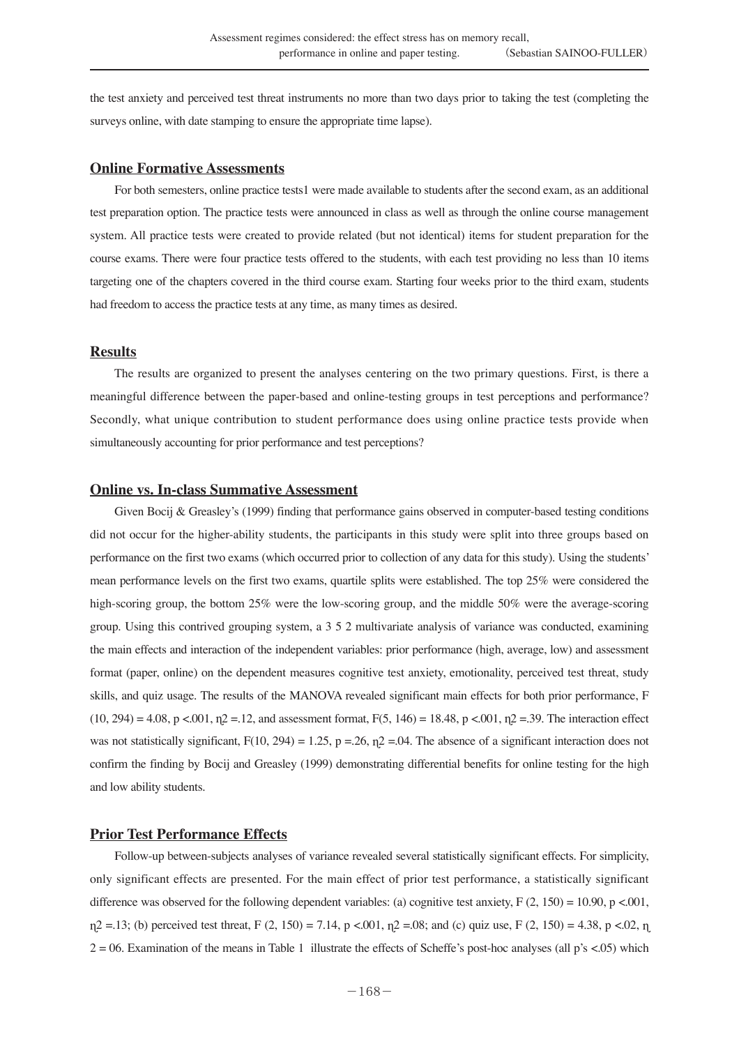the test anxiety and perceived test threat instruments no more than two days prior to taking the test (completing the surveys online, with date stamping to ensure the appropriate time lapse).

## Online Formative Assessments

For both semesters, online practice tests1 were made available to students after the second exam, as an additional test preparation option. The practice tests were announced in class as well as through the online course management system. All practice tests were created to provide related (but not identical) items for student preparation for the course exams. There were four practice tests offered to the students, with each test providing no less than 10 items targeting one of the chapters covered in the third course exam. Starting four weeks prior to the third exam, students had freedom to access the practice tests at any time, as many times as desired.

## Results

The results are organized to present the analyses centering on the two primary questions. First, is there a meaningful difference between the paper-based and online-testing groups in test perceptions and performance? Secondly, what unique contribution to student performance does using online practice tests provide when simultaneously accounting for prior performance and test perceptions?

## Online vs. In-class Summative Assessment

Given Bocij & Greasley's (1999) finding that performance gains observed in computer-based testing conditions did not occur for the higher-ability students, the participants in this study were split into three groups based on performance on the first two exams (which occurred prior to collection of any data for this study). Using the students' mean performance levels on the first two exams, quartile splits were established. The top 25% were considered the high-scoring group, the bottom 25% were the low-scoring group, and the middle 50% were the average-scoring group. Using this contrived grouping system, a 3 5 2 multivariate analysis of variance was conducted, examining the main effects and interaction of the independent variables: prior performance (high, average, low) and assessment format (paper, online) on the dependent measures cognitive test anxiety, emotionality, perceived test threat, study skills, and quiz usage. The results of the MANOVA revealed significant main effects for both prior performance, $F(10, 294) = 4.08$, $p < .001$, $\eta^2 = .12$, and assessment format, $F(5, 146) = 18.48$, $p < .001$, $\eta^2 = .39$. The interaction effect was not statistically significant, $F(10, 294) = 1.25$, $p = .26$, $\eta^2 = .04$. The absence of a significant interaction does not confirm the finding by Bocij and Greasley (1999) demonstrating differential benefits for online testing for the high and low ability students.

## Prior Test Performance Effects

Follow-up between-subjects analyses of variance revealed several statistically significant effects. For simplicity, only significant effects are presented. For the main effect of prior test performance, a statistically significant difference was observed for the following dependent variables: (a) cognitive test anxiety, $F(2, 150) = 10.90$, $p < .001$, $\eta^2 = .13$; (b) perceived test threat, $F(2, 150) = 7.14$, $p < .001$, $\eta^2 = .08$; and (c) quiz use, $F(2, 150) = 4.38$, $p < .02$, $\eta^2 = 06$. Examination of the means in Table 1 illustrate the effects of Scheffe's post-hoc analyses (all p's <.05) which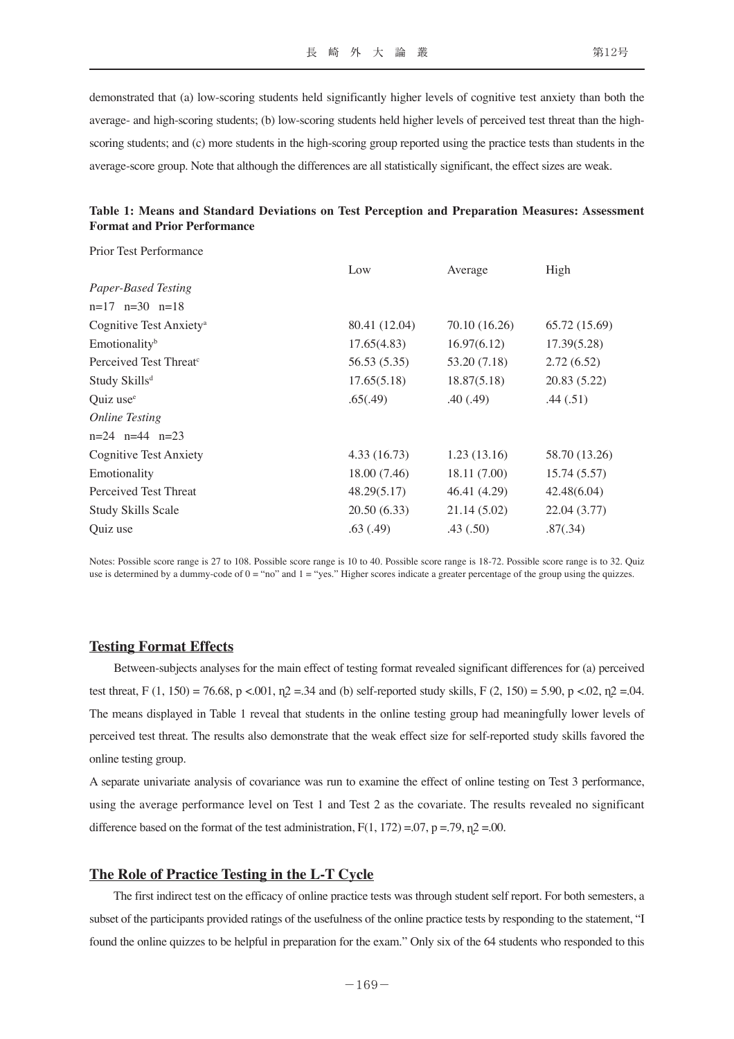demonstrated that (a) low-scoring students held significantly higher levels of cognitive test anxiety than both the average- and high-scoring students; (b) low-scoring students held higher levels of perceived test threat than the high-scoring students; and (c) more students in the high-scoring group reported using the practice tests than students in the average-score group. Note that although the differences are all statistically significant, the effect sizes are weak.

**Table 1: Means and Standard Deviations on Test Perception and Preparation Measures: Assessment Format and Prior Performance**

| Prior Test Performance | | | |
|---|---|---|---|
| | Low | Average | High |
| *Paper-Based Testing* | | | |
| n=17 n=30 n=18 | | | |
| Cognitive Test Anxiety[a] | 80.41 (12.04) | 70.10 (16.26) | 65.72 (15.69) |
| Emotionality[b] | 17.65(4.83) | 16.97(6.12) | 17.39(5.28) |
| Perceived Test Threat[c] | 56.53 (5.35) | 53.20 (7.18) | 2.72 (6.52) |
| Study Skills[d] | 17.65(5.18) | 18.87(5.18) | 20.83 (5.22) |
| Quiz use[e] | .65(.49) | .40 (.49) | .44 (.51) |
| *Online Testing* | | | |
| n=24 n=44 n=23 | | | |
| Cognitive Test Anxiety | 4.33 (16.73) | 1.23 (13.16) | 58.70 (13.26) |
| Emotionality | 18.00 (7.46) | 18.11 (7.00) | 15.74 (5.57) |
| Perceived Test Threat | 48.29(5.17) | 46.41 (4.29) | 42.48(6.04) |
| Study Skills Scale | 20.50 (6.33) | 21.14 (5.02) | 22.04 (3.77) |
| Quiz use | .63 (.49) | .43 (.50) | .87(.34) |

Notes: Possible score range is 27 to 108. Possible score range is 10 to 40. Possible score range is 18-72. Possible score range is to 32. Quiz use is determined by a dummy-code of 0 = "no" and 1 = "yes." Higher scores indicate a greater percentage of the group using the quizzes.

## Testing Format Effects

Between-subjects analyses for the main effect of testing format revealed significant differences for (a) perceived test threat, $F(1, 150) = 76.68$, $p < .001$, $\eta^2 = .34$ and (b) self-reported study skills, $F(2, 150) = 5.90$, $p < .02$, $\eta^2 = .04$. The means displayed in Table 1 reveal that students in the online testing group had meaningfully lower levels of perceived test threat. The results also demonstrate that the weak effect size for self-reported study skills favored the online testing group.

A separate univariate analysis of covariance was run to examine the effect of online testing on Test 3 performance, using the average performance level on Test 1 and Test 2 as the covariate. The results revealed no significant difference based on the format of the test administration, $F(1, 172) = .07$, $p = .79$, $\eta^2 = .00$.

## The Role of Practice Testing in the L-T Cycle

The first indirect test on the efficacy of online practice tests was through student self report. For both semesters, a subset of the participants provided ratings of the usefulness of the online practice tests by responding to the statement, "I found the online quizzes to be helpful in preparation for the exam." Only six of the 64 students who responded to this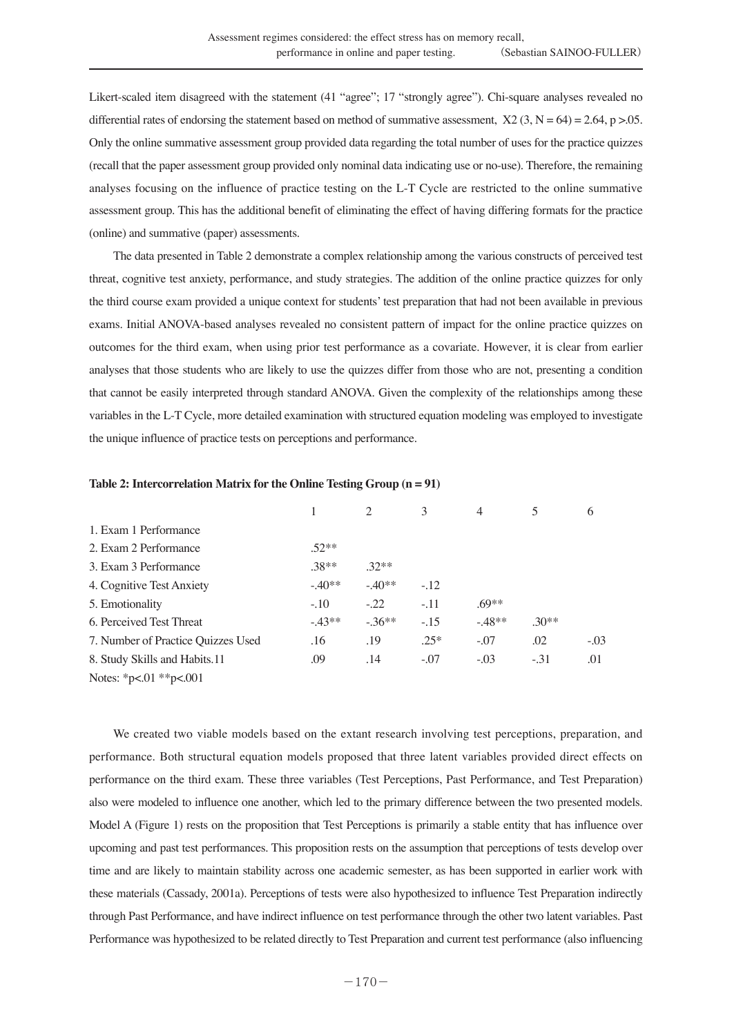Likert-scaled item disagreed with the statement (41 "agree"; 17 "strongly agree"). Chi-square analyses revealed no differential rates of endorsing the statement based on method of summative assessment, X2 (3, N = 64) = 2.64, p >.05. Only the online summative assessment group provided data regarding the total number of uses for the practice quizzes (recall that the paper assessment group provided only nominal data indicating use or no-use). Therefore, the remaining analyses focusing on the influence of practice testing on the L-T Cycle are restricted to the online summative assessment group. This has the additional benefit of eliminating the effect of having differing formats for the practice (online) and summative (paper) assessments.

The data presented in Table 2 demonstrate a complex relationship among the various constructs of perceived test threat, cognitive test anxiety, performance, and study strategies. The addition of the online practice quizzes for only the third course exam provided a unique context for students' test preparation that had not been available in previous exams. Initial ANOVA-based analyses revealed no consistent pattern of impact for the online practice quizzes on outcomes for the third exam, when using prior test performance as a covariate. However, it is clear from earlier analyses that those students who are likely to use the quizzes differ from those who are not, presenting a condition that cannot be easily interpreted through standard ANOVA. Given the complexity of the relationships among these variables in the L-T Cycle, more detailed examination with structured equation modeling was employed to investigate the unique influence of practice tests on perceptions and performance.

**Table 2: Intercorrelation Matrix for the Online Testing Group (n = 91)**

| | 1 | 2 | 3 | 4 | 5 | 6 |
|---|---|---|---|---|---|---|
| 1. Exam 1 Performance | | | | | | |
| 2. Exam 2 Performance | .52** | | | | | |
| 3. Exam 3 Performance | .38** | .32** | | | | |
| 4. Cognitive Test Anxiety | -.40** | -.40** | -.12 | | | |
| 5. Emotionality | -.10 | -.22 | -.11 | .69** | | |
| 6. Perceived Test Threat | -.43** | -.36** | -.15 | -.48** | .30** | |
| 7. Number of Practice Quizzes Used | .16 | .19 | .25* | -.07 | .02 | -.03 |
| 8. Study Skills and Habits.11 | .09 | .14 | -.07 | -.03 | -.31 | .01 |

Notes: *p<.01 **p<.001

We created two viable models based on the extant research involving test perceptions, preparation, and performance. Both structural equation models proposed that three latent variables provided direct effects on performance on the third exam. These three variables (Test Perceptions, Past Performance, and Test Preparation) also were modeled to influence one another, which led to the primary difference between the two presented models. Model A (Figure 1) rests on the proposition that Test Perceptions is primarily a stable entity that has influence over upcoming and past test performances. This proposition rests on the assumption that perceptions of tests develop over time and are likely to maintain stability across one academic semester, as has been supported in earlier work with these materials (Cassady, 2001a). Perceptions of tests were also hypothesized to influence Test Preparation indirectly through Past Performance, and have indirect influence on test performance through the other two latent variables. Past Performance was hypothesized to be related directly to Test Preparation and current test performance (also influencing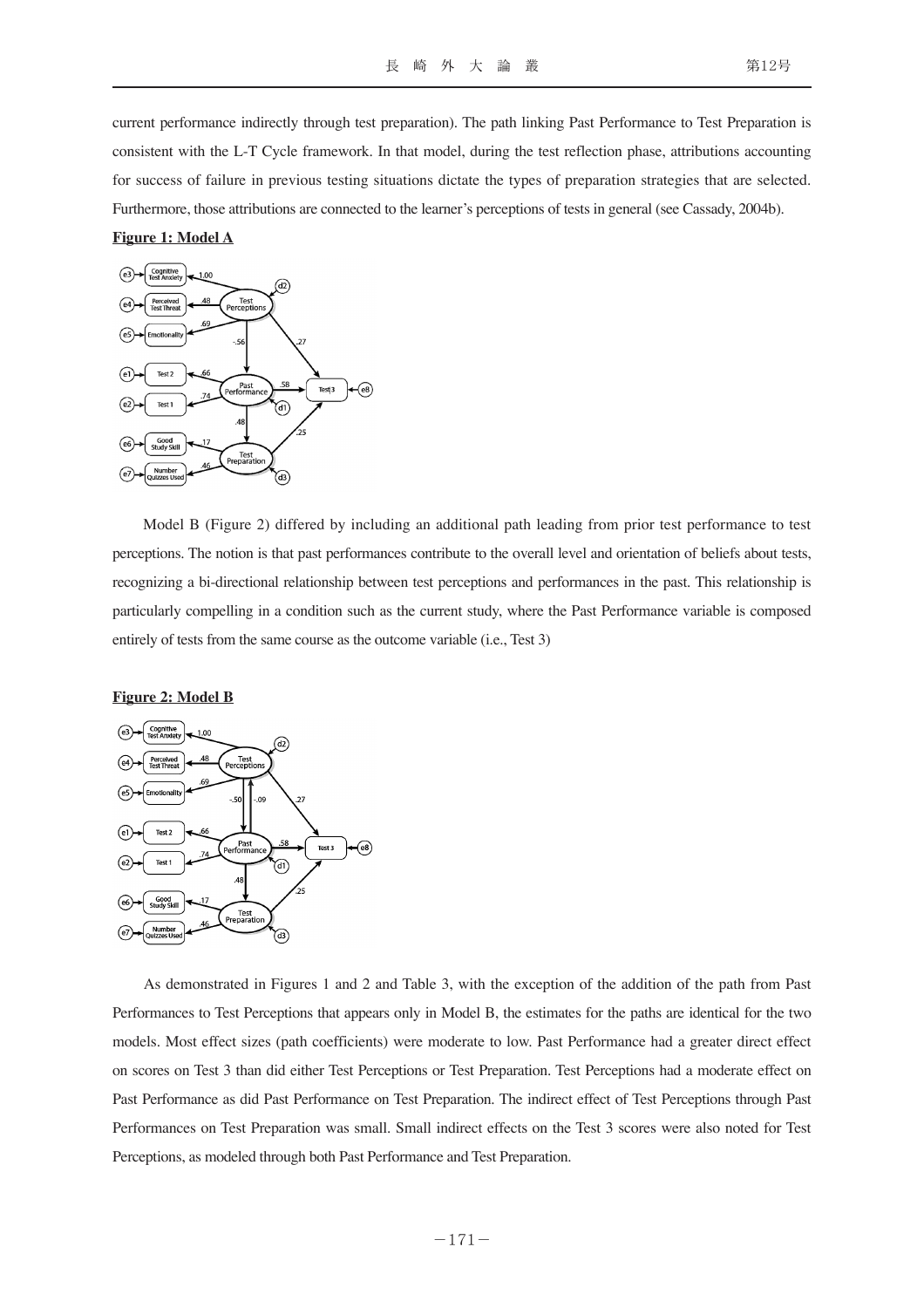current performance indirectly through test preparation). The path linking Past Performance to Test Preparation is consistent with the L-T Cycle framework. In that model, during the test reflection phase, attributions accounting for success of failure in previous testing situations dictate the types of preparation strategies that are selected. Furthermore, those attributions are connected to the learner's perceptions of tests in general (see Cassady, 2004b).

**Figure 1: Model A**

Model B (Figure 2) differed by including an additional path leading from prior test performance to test perceptions. The notion is that past performances contribute to the overall level and orientation of beliefs about tests, recognizing a bi-directional relationship between test perceptions and performances in the past. This relationship is particularly compelling in a condition such as the current study, where the Past Performance variable is composed entirely of tests from the same course as the outcome variable (i.e., Test 3)

**Figure 2: Model B**

As demonstrated in Figures 1 and 2 and Table 3, with the exception of the addition of the path from Past Performances to Test Perceptions that appears only in Model B, the estimates for the paths are identical for the two models. Most effect sizes (path coefficients) were moderate to low. Past Performance had a greater direct effect on scores on Test 3 than did either Test Perceptions or Test Preparation. Test Perceptions had a moderate effect on Past Performance as did Past Performance on Test Preparation. The indirect effect of Test Perceptions through Past Performances on Test Preparation was small. Small indirect effects on the Test 3 scores were also noted for Test Perceptions, as modeled through both Past Performance and Test Preparation.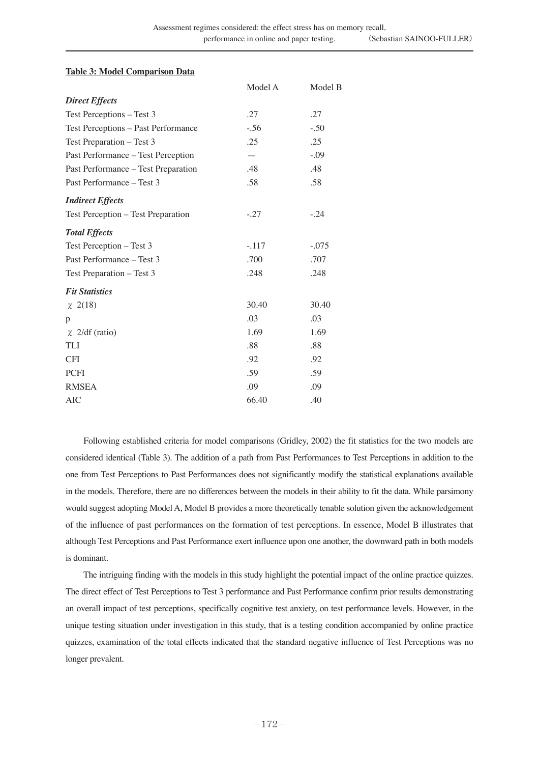**Table 3: Model Comparison Data**

| | Model A | Model B |
|---|---|---|
| ***Direct Effects*** | | |
| Test Perceptions – Test 3 | .27 | .27 |
| Test Perceptions – Past Performance | -.56 | -.50 |
| Test Preparation – Test 3 | .25 | .25 |
| Past Performance – Test Perception | — | -.09 |
| Past Performance – Test Preparation | .48 | .48 |
| Past Performance – Test 3 | .58 | .58 |
| ***Indirect Effects*** | | |
| Test Perception – Test Preparation | -.27 | -.24 |
| ***Total Effects*** | | |
| Test Perception – Test 3 | -.117 | -.075 |
| Past Performance – Test 3 | .700 | .707 |
| Test Preparation – Test 3 | .248 | .248 |
| ***Fit Statistics*** | | |
| $\chi^2(18)$ | 30.40 | 30.40 |
| p | .03 | .03 |
| $\chi^2$/df (ratio) | 1.69 | 1.69 |
| TLI | .88 | .88 |
| CFI | .92 | .92 |
| PCFI | .59 | .59 |
| RMSEA | .09 | .09 |
| AIC | 66.40 | .40 |

Following established criteria for model comparisons (Gridley, 2002) the fit statistics for the two models are considered identical (Table 3). The addition of a path from Past Performances to Test Perceptions in addition to the one from Test Perceptions to Past Performances does not significantly modify the statistical explanations available in the models. Therefore, there are no differences between the models in their ability to fit the data. While parsimony would suggest adopting Model A, Model B provides a more theoretically tenable solution given the acknowledgement of the influence of past performances on the formation of test perceptions. In essence, Model B illustrates that although Test Perceptions and Past Performance exert influence upon one another, the downward path in both models is dominant.

The intriguing finding with the models in this study highlight the potential impact of the online practice quizzes. The direct effect of Test Perceptions to Test 3 performance and Past Performance confirm prior results demonstrating an overall impact of test perceptions, specifically cognitive test anxiety, on test performance levels. However, in the unique testing situation under investigation in this study, that is a testing condition accompanied by online practice quizzes, examination of the total effects indicated that the standard negative influence of Test Perceptions was no longer prevalent.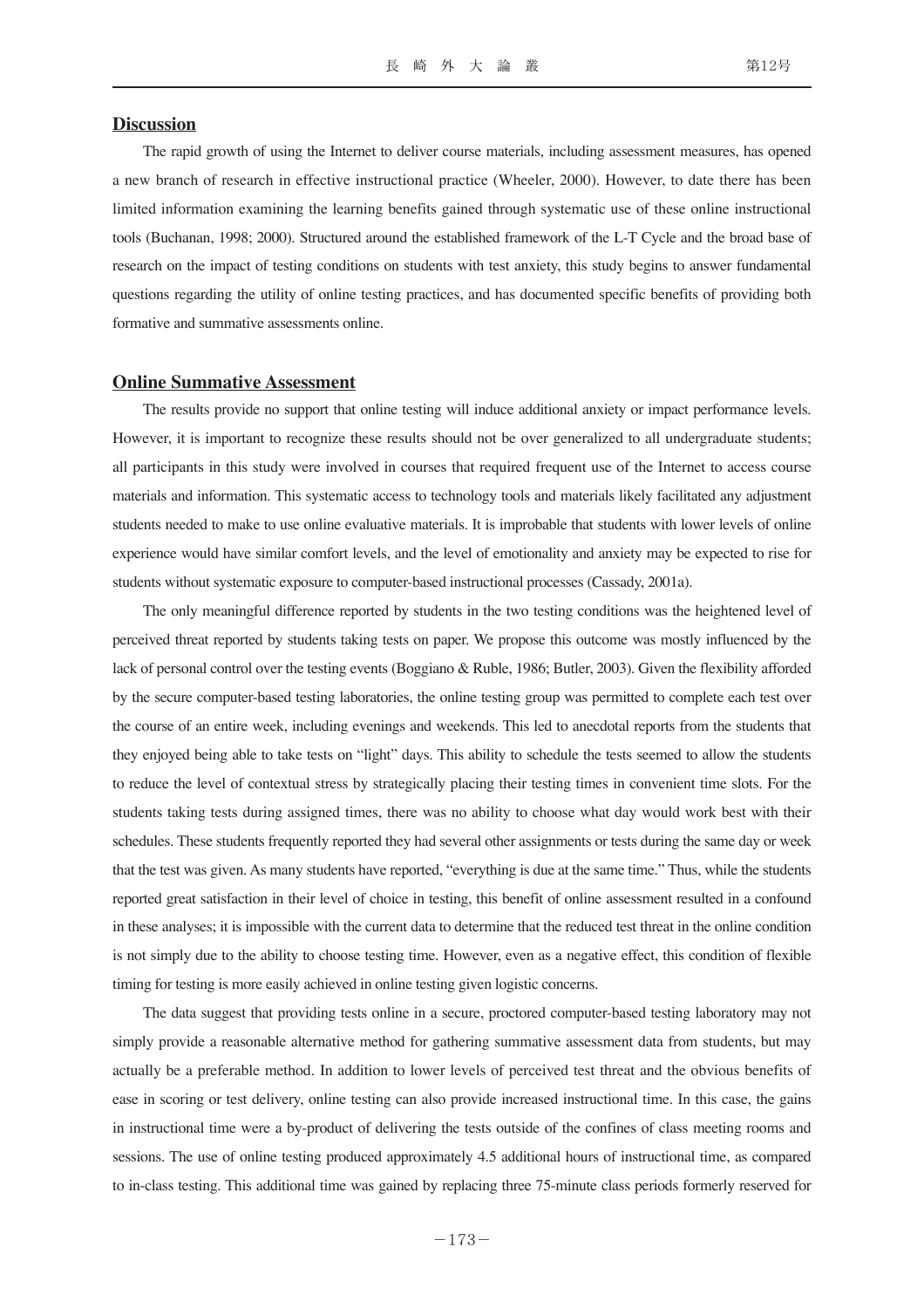## Discussion

The rapid growth of using the Internet to deliver course materials, including assessment measures, has opened a new branch of research in effective instructional practice (Wheeler, 2000). However, to date there has been limited information examining the learning benefits gained through systematic use of these online instructional tools (Buchanan, 1998; 2000). Structured around the established framework of the L-T Cycle and the broad base of research on the impact of testing conditions on students with test anxiety, this study begins to answer fundamental questions regarding the utility of online testing practices, and has documented specific benefits of providing both formative and summative assessments online.

## Online Summative Assessment

The results provide no support that online testing will induce additional anxiety or impact performance levels. However, it is important to recognize these results should not be over generalized to all undergraduate students; all participants in this study were involved in courses that required frequent use of the Internet to access course materials and information. This systematic access to technology tools and materials likely facilitated any adjustment students needed to make to use online evaluative materials. It is improbable that students with lower levels of online experience would have similar comfort levels, and the level of emotionality and anxiety may be expected to rise for students without systematic exposure to computer-based instructional processes (Cassady, 2001a).

The only meaningful difference reported by students in the two testing conditions was the heightened level of perceived threat reported by students taking tests on paper. We propose this outcome was mostly influenced by the lack of personal control over the testing events (Boggiano & Ruble, 1986; Butler, 2003). Given the flexibility afforded by the secure computer-based testing laboratories, the online testing group was permitted to complete each test over the course of an entire week, including evenings and weekends. This led to anecdotal reports from the students that they enjoyed being able to take tests on "light" days. This ability to schedule the tests seemed to allow the students to reduce the level of contextual stress by strategically placing their testing times in convenient time slots. For the students taking tests during assigned times, there was no ability to choose what day would work best with their schedules. These students frequently reported they had several other assignments or tests during the same day or week that the test was given. As many students have reported, "everything is due at the same time." Thus, while the students reported great satisfaction in their level of choice in testing, this benefit of online assessment resulted in a confound in these analyses; it is impossible with the current data to determine that the reduced test threat in the online condition is not simply due to the ability to choose testing time. However, even as a negative effect, this condition of flexible timing for testing is more easily achieved in online testing given logistic concerns.

The data suggest that providing tests online in a secure, proctored computer-based testing laboratory may not simply provide a reasonable alternative method for gathering summative assessment data from students, but may actually be a preferable method. In addition to lower levels of perceived test threat and the obvious benefits of ease in scoring or test delivery, online testing can also provide increased instructional time. In this case, the gains in instructional time were a by-product of delivering the tests outside of the confines of class meeting rooms and sessions. The use of online testing produced approximately 4.5 additional hours of instructional time, as compared to in-class testing. This additional time was gained by replacing three 75-minute class periods formerly reserved for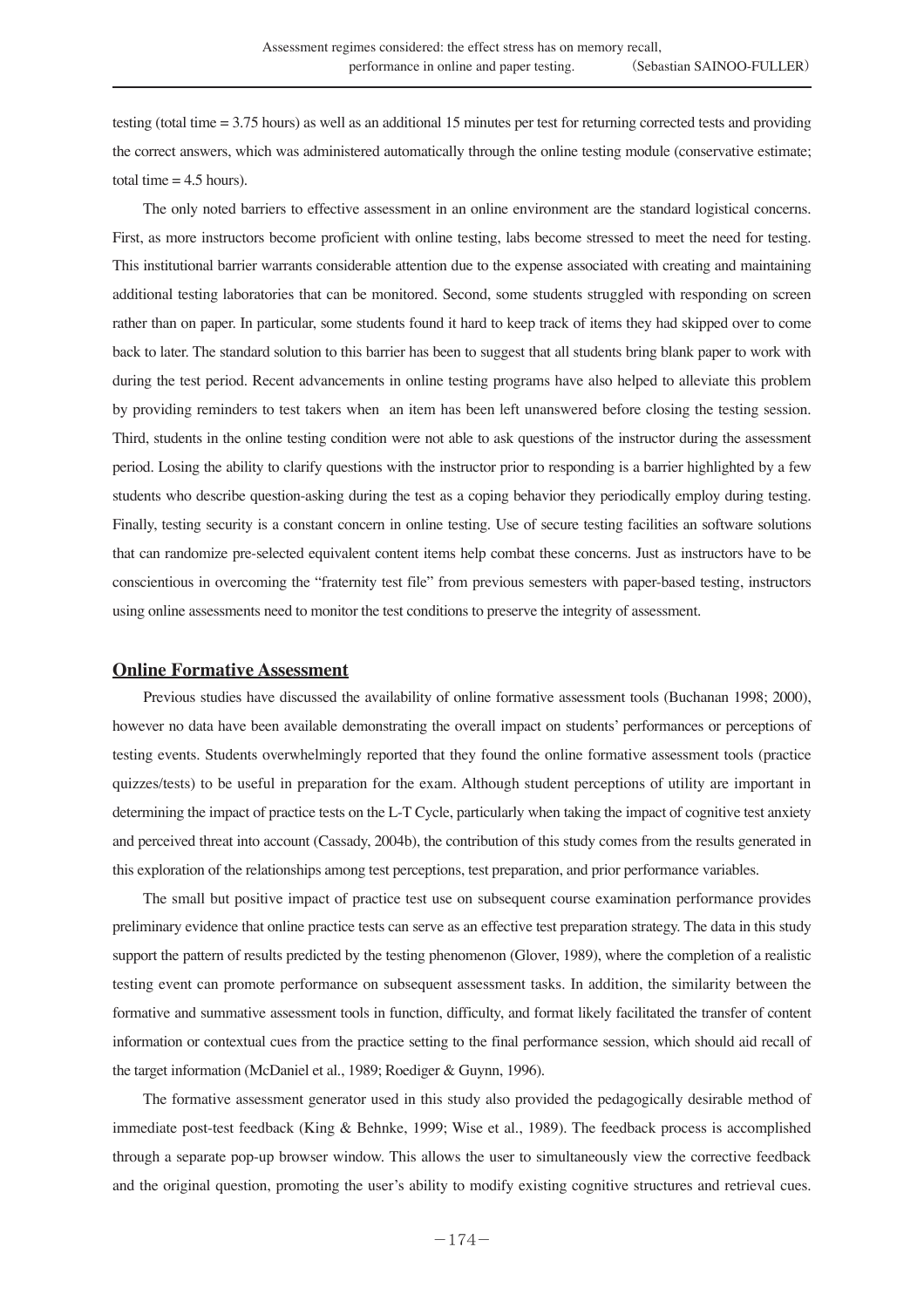testing (total time = 3.75 hours) as well as an additional 15 minutes per test for returning corrected tests and providing the correct answers, which was administered automatically through the online testing module (conservative estimate; total time = 4.5 hours).

The only noted barriers to effective assessment in an online environment are the standard logistical concerns. First, as more instructors become proficient with online testing, labs become stressed to meet the need for testing. This institutional barrier warrants considerable attention due to the expense associated with creating and maintaining additional testing laboratories that can be monitored. Second, some students struggled with responding on screen rather than on paper. In particular, some students found it hard to keep track of items they had skipped over to come back to later. The standard solution to this barrier has been to suggest that all students bring blank paper to work with during the test period. Recent advancements in online testing programs have also helped to alleviate this problem by providing reminders to test takers when an item has been left unanswered before closing the testing session. Third, students in the online testing condition were not able to ask questions of the instructor during the assessment period. Losing the ability to clarify questions with the instructor prior to responding is a barrier highlighted by a few students who describe question-asking during the test as a coping behavior they periodically employ during testing. Finally, testing security is a constant concern in online testing. Use of secure testing facilities an software solutions that can randomize pre-selected equivalent content items help combat these concerns. Just as instructors have to be conscientious in overcoming the "fraternity test file" from previous semesters with paper-based testing, instructors using online assessments need to monitor the test conditions to preserve the integrity of assessment.

## Online Formative Assessment

Previous studies have discussed the availability of online formative assessment tools (Buchanan 1998; 2000), however no data have been available demonstrating the overall impact on students' performances or perceptions of testing events. Students overwhelmingly reported that they found the online formative assessment tools (practice quizzes/tests) to be useful in preparation for the exam. Although student perceptions of utility are important in determining the impact of practice tests on the L-T Cycle, particularly when taking the impact of cognitive test anxiety and perceived threat into account (Cassady, 2004b), the contribution of this study comes from the results generated in this exploration of the relationships among test perceptions, test preparation, and prior performance variables.

The small but positive impact of practice test use on subsequent course examination performance provides preliminary evidence that online practice tests can serve as an effective test preparation strategy. The data in this study support the pattern of results predicted by the testing phenomenon (Glover, 1989), where the completion of a realistic testing event can promote performance on subsequent assessment tasks. In addition, the similarity between the formative and summative assessment tools in function, difficulty, and format likely facilitated the transfer of content information or contextual cues from the practice setting to the final performance session, which should aid recall of the target information (McDaniel et al., 1989; Roediger & Guynn, 1996).

The formative assessment generator used in this study also provided the pedagogically desirable method of immediate post-test feedback (King & Behnke, 1999; Wise et al., 1989). The feedback process is accomplished through a separate pop-up browser window. This allows the user to simultaneously view the corrective feedback and the original question, promoting the user's ability to modify existing cognitive structures and retrieval cues.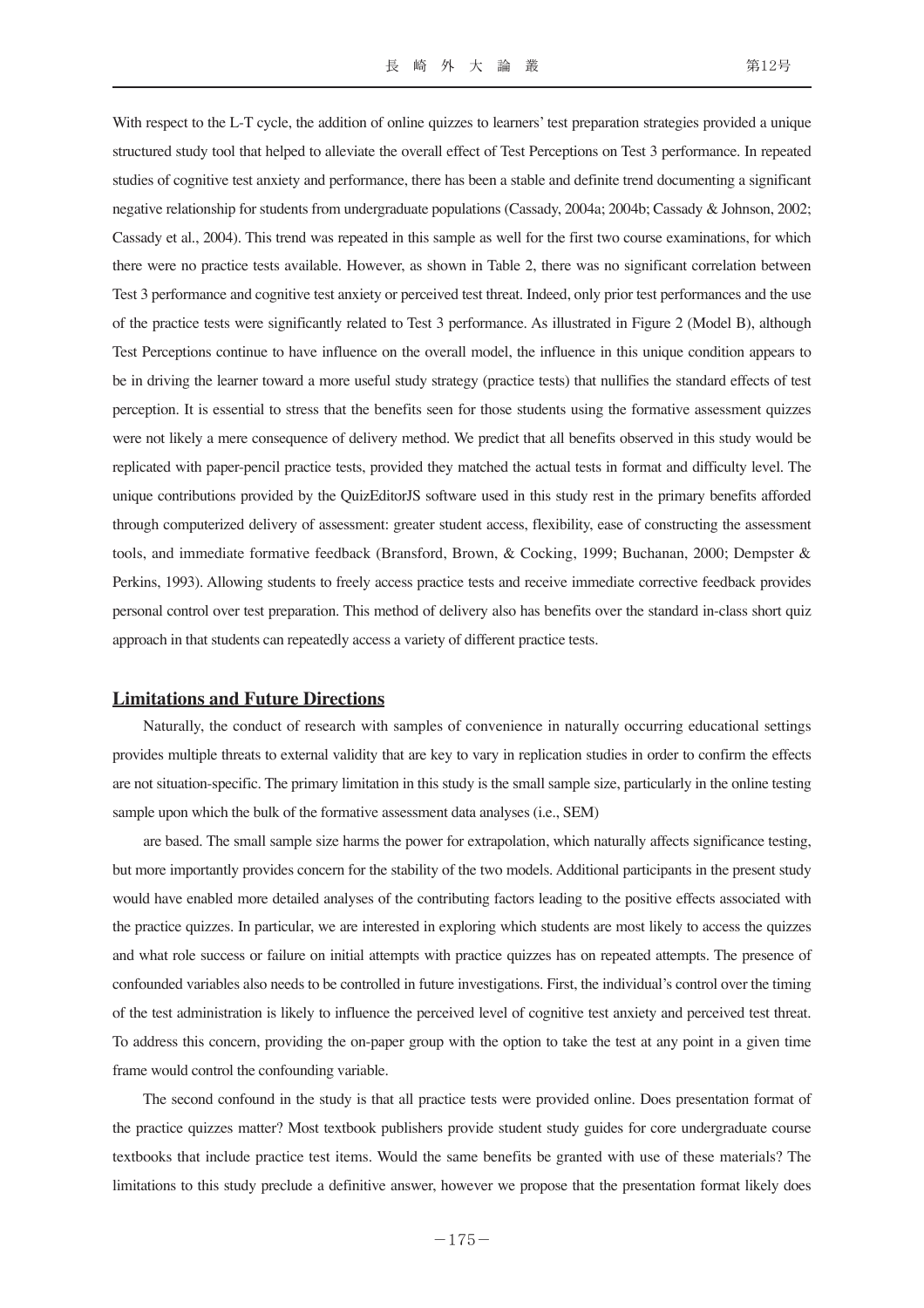With respect to the L-T cycle, the addition of online quizzes to learners' test preparation strategies provided a unique structured study tool that helped to alleviate the overall effect of Test Perceptions on Test 3 performance. In repeated studies of cognitive test anxiety and performance, there has been a stable and definite trend documenting a significant negative relationship for students from undergraduate populations (Cassady, 2004a; 2004b; Cassady & Johnson, 2002; Cassady et al., 2004). This trend was repeated in this sample as well for the first two course examinations, for which there were no practice tests available. However, as shown in Table 2, there was no significant correlation between Test 3 performance and cognitive test anxiety or perceived test threat. Indeed, only prior test performances and the use of the practice tests were significantly related to Test 3 performance. As illustrated in Figure 2 (Model B), although Test Perceptions continue to have influence on the overall model, the influence in this unique condition appears to be in driving the learner toward a more useful study strategy (practice tests) that nullifies the standard effects of test perception. It is essential to stress that the benefits seen for those students using the formative assessment quizzes were not likely a mere consequence of delivery method. We predict that all benefits observed in this study would be replicated with paper-pencil practice tests, provided they matched the actual tests in format and difficulty level. The unique contributions provided by the QuizEditorJS software used in this study rest in the primary benefits afforded through computerized delivery of assessment: greater student access, flexibility, ease of constructing the assessment tools, and immediate formative feedback (Bransford, Brown, & Cocking, 1999; Buchanan, 2000; Dempster & Perkins, 1993). Allowing students to freely access practice tests and receive immediate corrective feedback provides personal control over test preparation. This method of delivery also has benefits over the standard in-class short quiz approach in that students can repeatedly access a variety of different practice tests.

## Limitations and Future Directions

Naturally, the conduct of research with samples of convenience in naturally occurring educational settings provides multiple threats to external validity that are key to vary in replication studies in order to confirm the effects are not situation-specific. The primary limitation in this study is the small sample size, particularly in the online testing sample upon which the bulk of the formative assessment data analyses (i.e., SEM)

are based. The small sample size harms the power for extrapolation, which naturally affects significance testing, but more importantly provides concern for the stability of the two models. Additional participants in the present study would have enabled more detailed analyses of the contributing factors leading to the positive effects associated with the practice quizzes. In particular, we are interested in exploring which students are most likely to access the quizzes and what role success or failure on initial attempts with practice quizzes has on repeated attempts. The presence of confounded variables also needs to be controlled in future investigations. First, the individual's control over the timing of the test administration is likely to influence the perceived level of cognitive test anxiety and perceived test threat. To address this concern, providing the on-paper group with the option to take the test at any point in a given time frame would control the confounding variable.

The second confound in the study is that all practice tests were provided online. Does presentation format of the practice quizzes matter? Most textbook publishers provide student study guides for core undergraduate course textbooks that include practice test items. Would the same benefits be granted with use of these materials? The limitations to this study preclude a definitive answer, however we propose that the presentation format likely does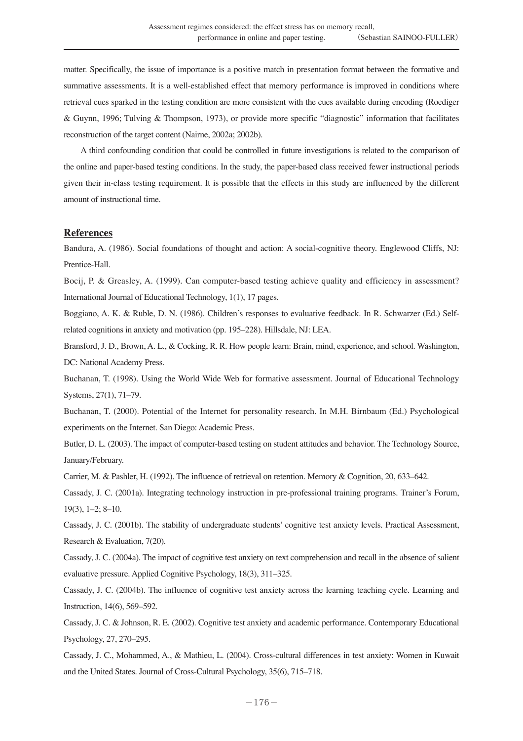matter. Specifically, the issue of importance is a positive match in presentation format between the formative and summative assessments. It is a well-established effect that memory performance is improved in conditions where retrieval cues sparked in the testing condition are more consistent with the cues available during encoding (Roediger & Guynn, 1996; Tulving & Thompson, 1973), or provide more specific "diagnostic" information that facilitates reconstruction of the target content (Nairne, 2002a; 2002b).

A third confounding condition that could be controlled in future investigations is related to the comparison of the online and paper-based testing conditions. In the study, the paper-based class received fewer instructional periods given their in-class testing requirement. It is possible that the effects in this study are influenced by the different amount of instructional time.

## References

Bandura, A. (1986). Social foundations of thought and action: A social-cognitive theory. Englewood Cliffs, NJ: Prentice-Hall.

Bocij, P. & Greasley, A. (1999). Can computer-based testing achieve quality and efficiency in assessment? International Journal of Educational Technology, 1(1), 17 pages.

Boggiano, A. K. & Ruble, D. N. (1986). Children's responses to evaluative feedback. In R. Schwarzer (Ed.) Self-related cognitions in anxiety and motivation (pp. 195–228). Hillsdale, NJ: LEA.

Bransford, J. D., Brown, A. L., & Cocking, R. R. How people learn: Brain, mind, experience, and school. Washington, DC: National Academy Press.

Buchanan, T. (1998). Using the World Wide Web for formative assessment. Journal of Educational Technology Systems, 27(1), 71–79.

Buchanan, T. (2000). Potential of the Internet for personality research. In M.H. Birnbaum (Ed.) Psychological experiments on the Internet. San Diego: Academic Press.

Butler, D. L. (2003). The impact of computer-based testing on student attitudes and behavior. The Technology Source, January/February.

Carrier, M. & Pashler, H. (1992). The influence of retrieval on retention. Memory & Cognition, 20, 633–642.

Cassady, J. C. (2001a). Integrating technology instruction in pre-professional training programs. Trainer's Forum, 19(3), 1–2; 8–10.

Cassady, J. C. (2001b). The stability of undergraduate students' cognitive test anxiety levels. Practical Assessment, Research & Evaluation, 7(20).

Cassady, J. C. (2004a). The impact of cognitive test anxiety on text comprehension and recall in the absence of salient evaluative pressure. Applied Cognitive Psychology, 18(3), 311–325.

Cassady, J. C. (2004b). The influence of cognitive test anxiety across the learning teaching cycle. Learning and Instruction, 14(6), 569–592.

Cassady, J. C. & Johnson, R. E. (2002). Cognitive test anxiety and academic performance. Contemporary Educational Psychology, 27, 270–295.

Cassady, J. C., Mohammed, A., & Mathieu, L. (2004). Cross-cultural differences in test anxiety: Women in Kuwait and the United States. Journal of Cross-Cultural Psychology, 35(6), 715–718.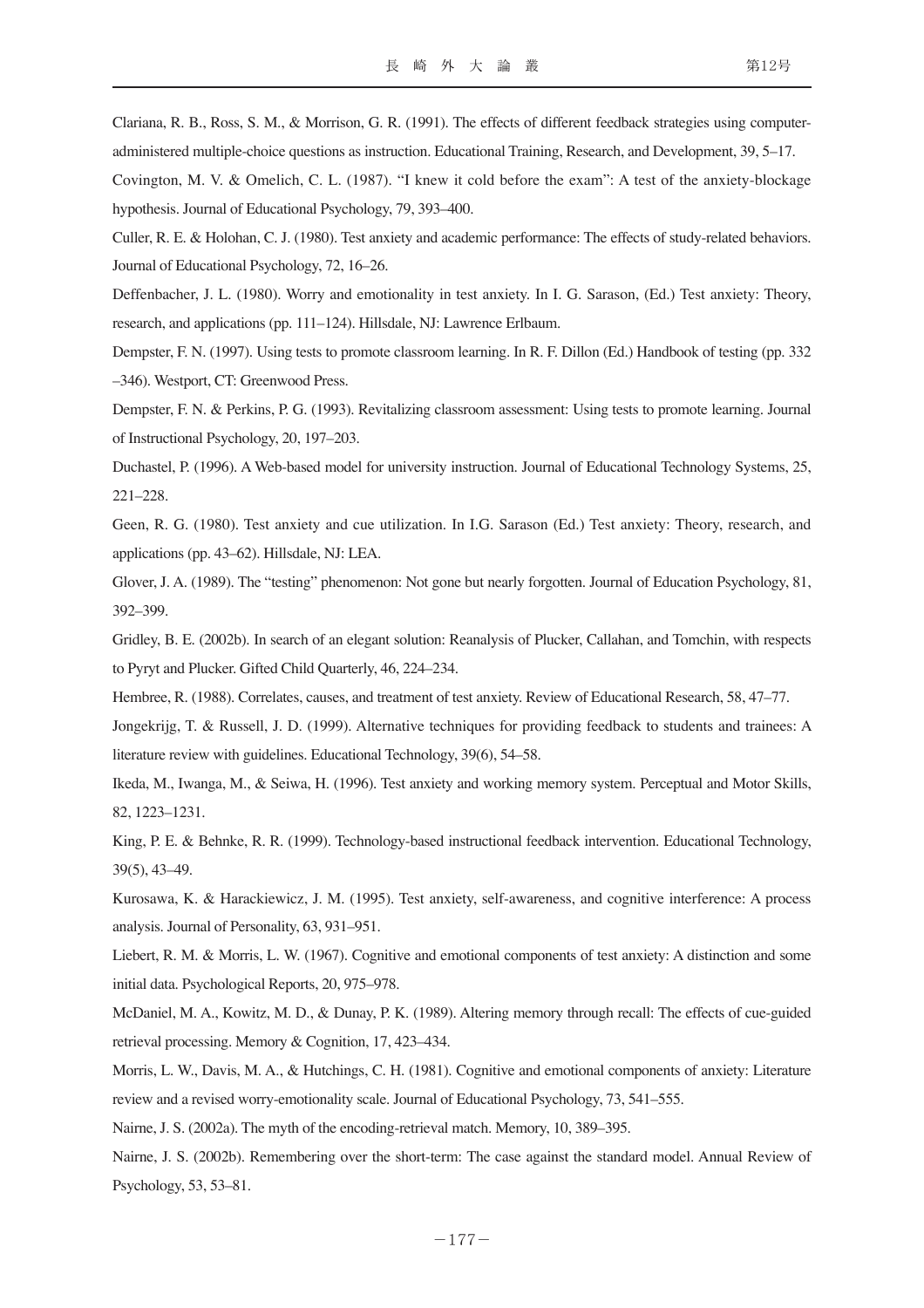Clariana, R. B., Ross, S. M., & Morrison, G. R. (1991). The effects of different feedback strategies using computer-administered multiple-choice questions as instruction. Educational Training, Research, and Development, 39, 5–17.

Covington, M. V. & Omelich, C. L. (1987). "I knew it cold before the exam": A test of the anxiety-blockage hypothesis. Journal of Educational Psychology, 79, 393–400.

Culler, R. E. & Holohan, C. J. (1980). Test anxiety and academic performance: The effects of study-related behaviors. Journal of Educational Psychology, 72, 16–26.

Deffenbacher, J. L. (1980). Worry and emotionality in test anxiety. In I. G. Sarason, (Ed.) Test anxiety: Theory, research, and applications (pp. 111–124). Hillsdale, NJ: Lawrence Erlbaum.

Dempster, F. N. (1997). Using tests to promote classroom learning. In R. F. Dillon (Ed.) Handbook of testing (pp. 332–346). Westport, CT: Greenwood Press.

Dempster, F. N. & Perkins, P. G. (1993). Revitalizing classroom assessment: Using tests to promote learning. Journal of Instructional Psychology, 20, 197–203.

Duchastel, P. (1996). A Web-based model for university instruction. Journal of Educational Technology Systems, 25, 221–228.

Geen, R. G. (1980). Test anxiety and cue utilization. In I.G. Sarason (Ed.) Test anxiety: Theory, research, and applications (pp. 43–62). Hillsdale, NJ: LEA.

Glover, J. A. (1989). The "testing" phenomenon: Not gone but nearly forgotten. Journal of Education Psychology, 81, 392–399.

Gridley, B. E. (2002b). In search of an elegant solution: Reanalysis of Plucker, Callahan, and Tomchin, with respects to Pyryt and Plucker. Gifted Child Quarterly, 46, 224–234.

Hembree, R. (1988). Correlates, causes, and treatment of test anxiety. Review of Educational Research, 58, 47–77.

Jongekrijg, T. & Russell, J. D. (1999). Alternative techniques for providing feedback to students and trainees: A literature review with guidelines. Educational Technology, 39(6), 54–58.

Ikeda, M., Iwanga, M., & Seiwa, H. (1996). Test anxiety and working memory system. Perceptual and Motor Skills, 82, 1223–1231.

King, P. E. & Behnke, R. R. (1999). Technology-based instructional feedback intervention. Educational Technology, 39(5), 43–49.

Kurosawa, K. & Harackiewicz, J. M. (1995). Test anxiety, self-awareness, and cognitive interference: A process analysis. Journal of Personality, 63, 931–951.

Liebert, R. M. & Morris, L. W. (1967). Cognitive and emotional components of test anxiety: A distinction and some initial data. Psychological Reports, 20, 975–978.

McDaniel, M. A., Kowitz, M. D., & Dunay, P. K. (1989). Altering memory through recall: The effects of cue-guided retrieval processing. Memory & Cognition, 17, 423–434.

Morris, L. W., Davis, M. A., & Hutchings, C. H. (1981). Cognitive and emotional components of anxiety: Literature review and a revised worry-emotionality scale. Journal of Educational Psychology, 73, 541–555.

Nairne, J. S. (2002a). The myth of the encoding-retrieval match. Memory, 10, 389–395.

Nairne, J. S. (2002b). Remembering over the short-term: The case against the standard model. Annual Review of Psychology, 53, 53–81.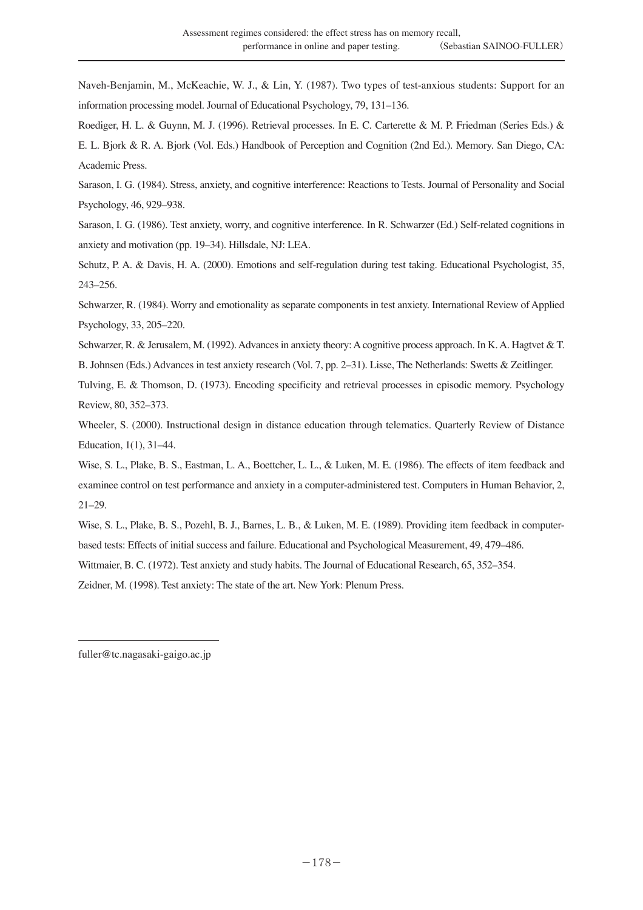Naveh-Benjamin, M., McKeachie, W. J., & Lin, Y. (1987). Two types of test-anxious students: Support for an information processing model. Journal of Educational Psychology, 79, 131–136.

Roediger, H. L. & Guynn, M. J. (1996). Retrieval processes. In E. C. Carterette & M. P. Friedman (Series Eds.) & E. L. Bjork & R. A. Bjork (Vol. Eds.) Handbook of Perception and Cognition (2nd Ed.). Memory. San Diego, CA: Academic Press.

Sarason, I. G. (1984). Stress, anxiety, and cognitive interference: Reactions to Tests. Journal of Personality and Social Psychology, 46, 929–938.

Sarason, I. G. (1986). Test anxiety, worry, and cognitive interference. In R. Schwarzer (Ed.) Self-related cognitions in anxiety and motivation (pp. 19–34). Hillsdale, NJ: LEA.

Schutz, P. A. & Davis, H. A. (2000). Emotions and self-regulation during test taking. Educational Psychologist, 35, 243–256.

Schwarzer, R. (1984). Worry and emotionality as separate components in test anxiety. International Review of Applied Psychology, 33, 205–220.

Schwarzer, R. & Jerusalem, M. (1992). Advances in anxiety theory: A cognitive process approach. In K. A. Hagtvet & T. B. Johnsen (Eds.) Advances in test anxiety research (Vol. 7, pp. 2–31). Lisse, The Netherlands: Swetts & Zeitlinger.

Tulving, E. & Thomson, D. (1973). Encoding specificity and retrieval processes in episodic memory. Psychology Review, 80, 352–373.

Wheeler, S. (2000). Instructional design in distance education through telematics. Quarterly Review of Distance Education, 1(1), 31–44.

Wise, S. L., Plake, B. S., Eastman, L. A., Boettcher, L. L., & Luken, M. E. (1986). The effects of item feedback and examinee control on test performance and anxiety in a computer-administered test. Computers in Human Behavior, 2, 21–29.

Wise, S. L., Plake, B. S., Pozehl, B. J., Barnes, L. B., & Luken, M. E. (1989). Providing item feedback in computer-based tests: Effects of initial success and failure. Educational and Psychological Measurement, 49, 479–486.

Wittmaier, B. C. (1972). Test anxiety and study habits. The Journal of Educational Research, 65, 352–354.

Zeidner, M. (1998). Test anxiety: The state of the art. New York: Plenum Press.

---

fuller@tc.nagasaki-gaigo.ac.jp